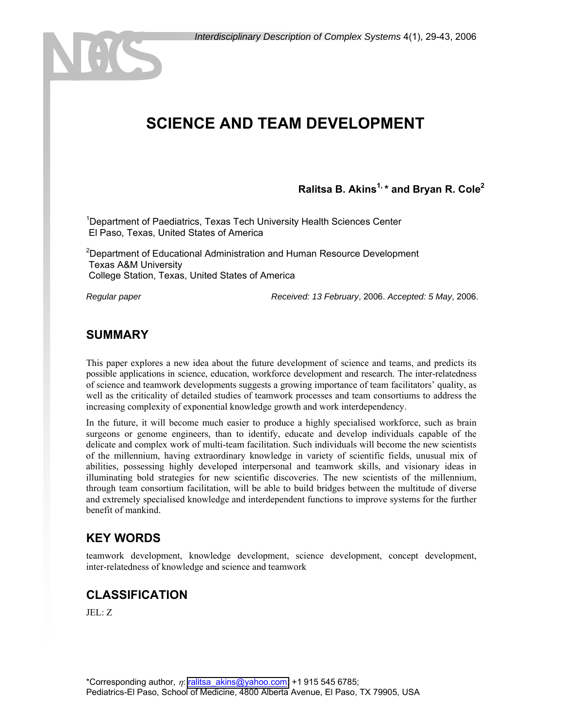# SCIENCE AND TEAM DEVELOPMENT

**Ralitsa B. Akins[1,*] and Bryan R. Cole[2]**

[1]Department of Paediatrics, Texas Tech University Health Sciences Center
El Paso, Texas, United States of America

[2]Department of Educational Administration and Human Resource Development
Texas A&M University
College Station, Texas, United States of America

*Regular paper* *Received: 13 February*, 2006. *Accepted: 5 May*, 2006.

## SUMMARY

This paper explores a new idea about the future development of science and teams, and predicts its possible applications in science, education, workforce development and research. The inter-relatedness of science and teamwork developments suggests a growing importance of team facilitators' quality, as well as the criticality of detailed studies of teamwork processes and team consortiums to address the increasing complexity of exponential knowledge growth and work interdependency.

In the future, it will become much easier to produce a highly specialised workforce, such as brain surgeons or genome engineers, than to identify, educate and develop individuals capable of the delicate and complex work of multi-team facilitation. Such individuals will become the new scientists of the millennium, having extraordinary knowledge in variety of scientific fields, unusual mix of abilities, possessing highly developed interpersonal and teamwork skills, and visionary ideas in illuminating bold strategies for new scientific discoveries. The new scientists of the millennium, through team consortium facilitation, will be able to build bridges between the multitude of diverse and extremely specialised knowledge and interdependent functions to improve systems for the further benefit of mankind.

## KEY WORDS

teamwork development, knowledge development, science development, concept development, inter-relatedness of knowledge and science and teamwork

## CLASSIFICATION

JEL: Z

*Corresponding author, $\eta$: ralitsa_akins@yahoo.com; +1 915 545 6785;
Pediatrics-El Paso, School of Medicine, 4800 Alberta Avenue, El Paso, TX 79905, USA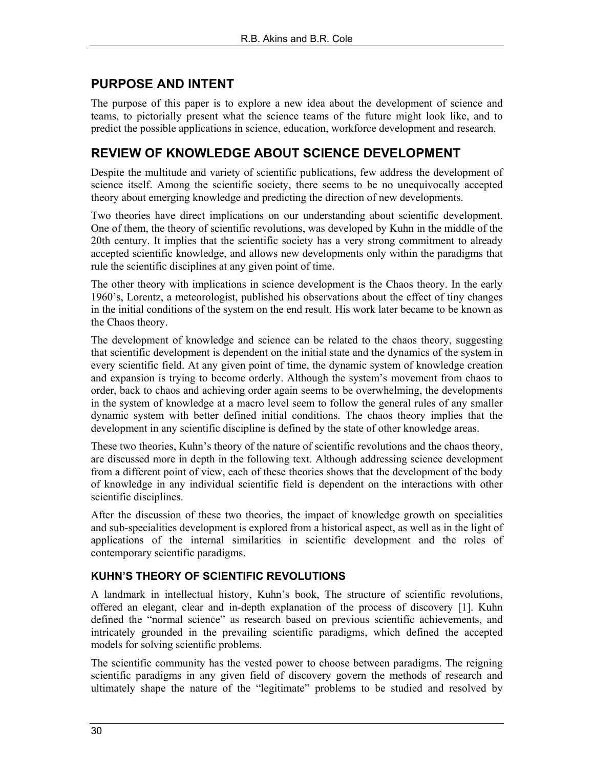## PURPOSE AND INTENT

The purpose of this paper is to explore a new idea about the development of science and teams, to pictorially present what the science teams of the future might look like, and to predict the possible applications in science, education, workforce development and research.

## REVIEW OF KNOWLEDGE ABOUT SCIENCE DEVELOPMENT

Despite the multitude and variety of scientific publications, few address the development of science itself. Among the scientific society, there seems to be no unequivocally accepted theory about emerging knowledge and predicting the direction of new developments.

Two theories have direct implications on our understanding about scientific development. One of them, the theory of scientific revolutions, was developed by Kuhn in the middle of the 20th century. It implies that the scientific society has a very strong commitment to already accepted scientific knowledge, and allows new developments only within the paradigms that rule the scientific disciplines at any given point of time.

The other theory with implications in science development is the Chaos theory. In the early 1960's, Lorentz, a meteorologist, published his observations about the effect of tiny changes in the initial conditions of the system on the end result. His work later became to be known as the Chaos theory.

The development of knowledge and science can be related to the chaos theory, suggesting that scientific development is dependent on the initial state and the dynamics of the system in every scientific field. At any given point of time, the dynamic system of knowledge creation and expansion is trying to become orderly. Although the system's movement from chaos to order, back to chaos and achieving order again seems to be overwhelming, the developments in the system of knowledge at a macro level seem to follow the general rules of any smaller dynamic system with better defined initial conditions. The chaos theory implies that the development in any scientific discipline is defined by the state of other knowledge areas.

These two theories, Kuhn's theory of the nature of scientific revolutions and the chaos theory, are discussed more in depth in the following text. Although addressing science development from a different point of view, each of these theories shows that the development of the body of knowledge in any individual scientific field is dependent on the interactions with other scientific disciplines.

After the discussion of these two theories, the impact of knowledge growth on specialities and sub-specialities development is explored from a historical aspect, as well as in the light of applications of the internal similarities in scientific development and the roles of contemporary scientific paradigms.

### KUHN'S THEORY OF SCIENTIFIC REVOLUTIONS

A landmark in intellectual history, Kuhn's book, The structure of scientific revolutions, offered an elegant, clear and in-depth explanation of the process of discovery [1]. Kuhn defined the "normal science" as research based on previous scientific achievements, and intricately grounded in the prevailing scientific paradigms, which defined the accepted models for solving scientific problems.

The scientific community has the vested power to choose between paradigms. The reigning scientific paradigms in any given field of discovery govern the methods of research and ultimately shape the nature of the "legitimate" problems to be studied and resolved by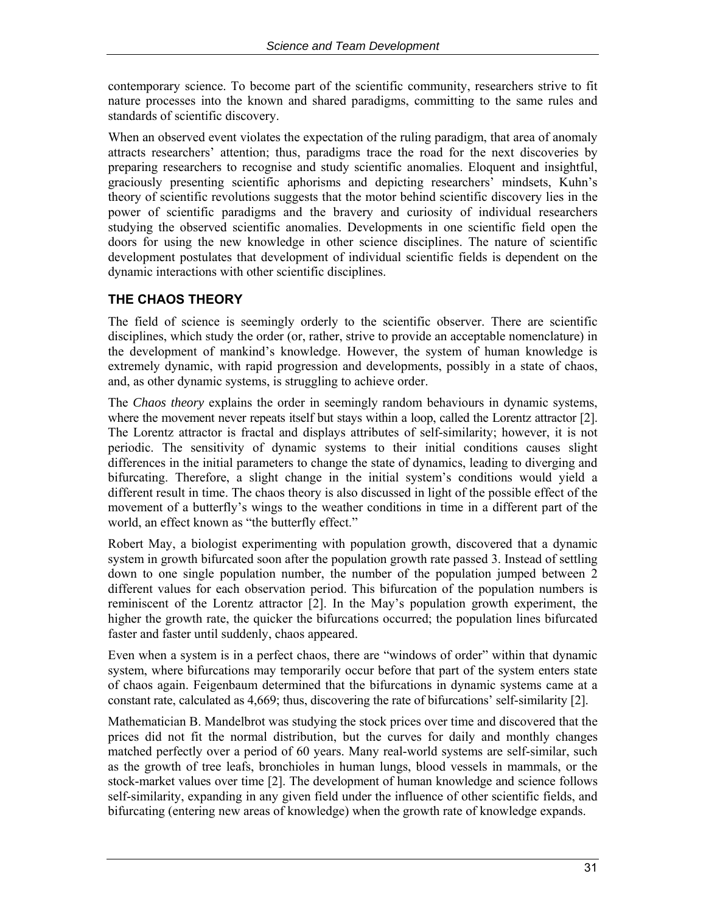contemporary science. To become part of the scientific community, researchers strive to fit nature processes into the known and shared paradigms, committing to the same rules and standards of scientific discovery.

When an observed event violates the expectation of the ruling paradigm, that area of anomaly attracts researchers' attention; thus, paradigms trace the road for the next discoveries by preparing researchers to recognise and study scientific anomalies. Eloquent and insightful, graciously presenting scientific aphorisms and depicting researchers' mindsets, Kuhn's theory of scientific revolutions suggests that the motor behind scientific discovery lies in the power of scientific paradigms and the bravery and curiosity of individual researchers studying the observed scientific anomalies. Developments in one scientific field open the doors for using the new knowledge in other science disciplines. The nature of scientific development postulates that development of individual scientific fields is dependent on the dynamic interactions with other scientific disciplines.

## THE CHAOS THEORY

The field of science is seemingly orderly to the scientific observer. There are scientific disciplines, which study the order (or, rather, strive to provide an acceptable nomenclature) in the development of mankind's knowledge. However, the system of human knowledge is extremely dynamic, with rapid progression and developments, possibly in a state of chaos, and, as other dynamic systems, is struggling to achieve order.

The *Chaos theory* explains the order in seemingly random behaviours in dynamic systems, where the movement never repeats itself but stays within a loop, called the Lorentz attractor [2]. The Lorentz attractor is fractal and displays attributes of self-similarity; however, it is not periodic. The sensitivity of dynamic systems to their initial conditions causes slight differences in the initial parameters to change the state of dynamics, leading to diverging and bifurcating. Therefore, a slight change in the initial system's conditions would yield a different result in time. The chaos theory is also discussed in light of the possible effect of the movement of a butterfly's wings to the weather conditions in time in a different part of the world, an effect known as "the butterfly effect."

Robert May, a biologist experimenting with population growth, discovered that a dynamic system in growth bifurcated soon after the population growth rate passed 3. Instead of settling down to one single population number, the number of the population jumped between 2 different values for each observation period. This bifurcation of the population numbers is reminiscent of the Lorentz attractor [2]. In the May's population growth experiment, the higher the growth rate, the quicker the bifurcations occurred; the population lines bifurcated faster and faster until suddenly, chaos appeared.

Even when a system is in a perfect chaos, there are "windows of order" within that dynamic system, where bifurcations may temporarily occur before that part of the system enters state of chaos again. Feigenbaum determined that the bifurcations in dynamic systems came at a constant rate, calculated as 4,669; thus, discovering the rate of bifurcations' self-similarity [2].

Mathematician B. Mandelbrot was studying the stock prices over time and discovered that the prices did not fit the normal distribution, but the curves for daily and monthly changes matched perfectly over a period of 60 years. Many real-world systems are self-similar, such as the growth of tree leafs, bronchioles in human lungs, blood vessels in mammals, or the stock-market values over time [2]. The development of human knowledge and science follows self-similarity, expanding in any given field under the influence of other scientific fields, and bifurcating (entering new areas of knowledge) when the growth rate of knowledge expands.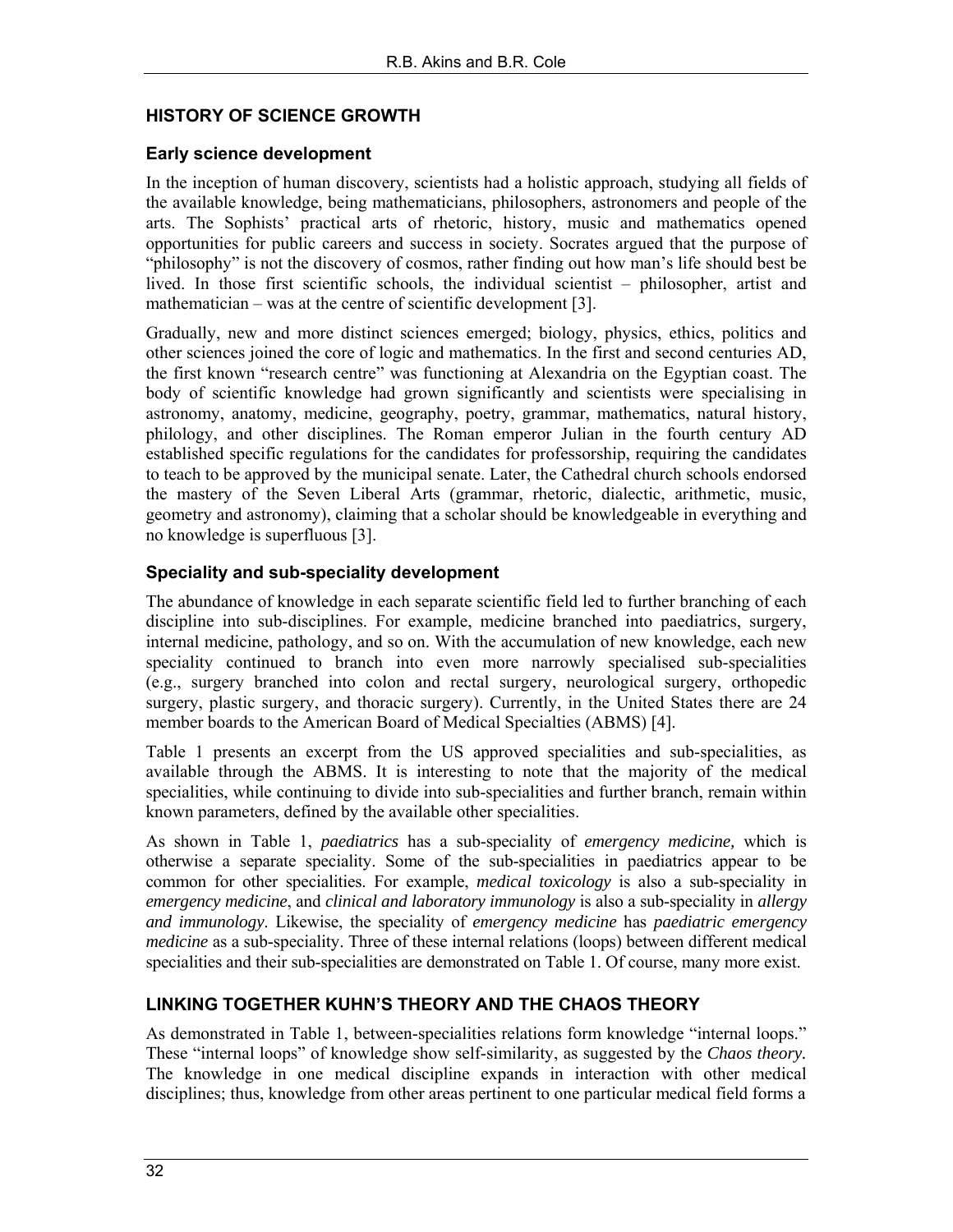## HISTORY OF SCIENCE GROWTH

### Early science development

In the inception of human discovery, scientists had a holistic approach, studying all fields of the available knowledge, being mathematicians, philosophers, astronomers and people of the arts. The Sophists' practical arts of rhetoric, history, music and mathematics opened opportunities for public careers and success in society. Socrates argued that the purpose of "philosophy" is not the discovery of cosmos, rather finding out how man's life should best be lived. In those first scientific schools, the individual scientist – philosopher, artist and mathematician – was at the centre of scientific development [3].

Gradually, new and more distinct sciences emerged; biology, physics, ethics, politics and other sciences joined the core of logic and mathematics. In the first and second centuries AD, the first known "research centre" was functioning at Alexandria on the Egyptian coast. The body of scientific knowledge had grown significantly and scientists were specialising in astronomy, anatomy, medicine, geography, poetry, grammar, mathematics, natural history, philology, and other disciplines. The Roman emperor Julian in the fourth century AD established specific regulations for the candidates for professorship, requiring the candidates to teach to be approved by the municipal senate. Later, the Cathedral church schools endorsed the mastery of the Seven Liberal Arts (grammar, rhetoric, dialectic, arithmetic, music, geometry and astronomy), claiming that a scholar should be knowledgeable in everything and no knowledge is superfluous [3].

### Speciality and sub-speciality development

The abundance of knowledge in each separate scientific field led to further branching of each discipline into sub-disciplines. For example, medicine branched into paediatrics, surgery, internal medicine, pathology, and so on. With the accumulation of new knowledge, each new speciality continued to branch into even more narrowly specialised sub-specialities (e.g., surgery branched into colon and rectal surgery, neurological surgery, orthopedic surgery, plastic surgery, and thoracic surgery). Currently, in the United States there are 24 member boards to the American Board of Medical Specialties (ABMS) [4].

Table 1 presents an excerpt from the US approved specialities and sub-specialities, as available through the ABMS. It is interesting to note that the majority of the medical specialities, while continuing to divide into sub-specialities and further branch, remain within known parameters, defined by the available other specialities.

As shown in Table 1, *paediatrics* has a sub-speciality of *emergency medicine,* which is otherwise a separate speciality. Some of the sub-specialities in paediatrics appear to be common for other specialities. For example, *medical toxicology* is also a sub-speciality in *emergency medicine*, and *clinical and laboratory immunology* is also a sub-speciality in *allergy and immunology.* Likewise, the speciality of *emergency medicine* has *paediatric emergency medicine* as a sub-speciality. Three of these internal relations (loops) between different medical specialities and their sub-specialities are demonstrated on Table 1. Of course, many more exist.

## LINKING TOGETHER KUHN'S THEORY AND THE CHAOS THEORY

As demonstrated in Table 1, between-specialities relations form knowledge "internal loops." These "internal loops" of knowledge show self-similarity, as suggested by the *Chaos theory.* The knowledge in one medical discipline expands in interaction with other medical disciplines; thus, knowledge from other areas pertinent to one particular medical field forms a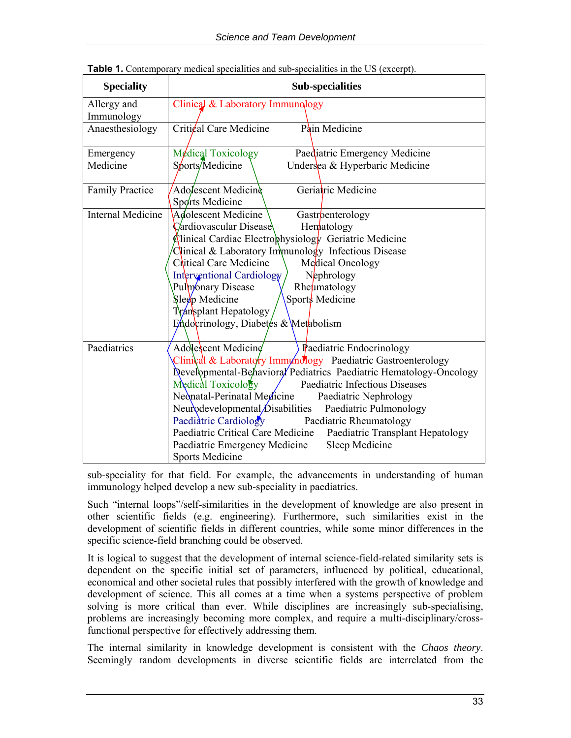**Table 1.** Contemporary medical specialities and sub-specialities in the US (excerpt).

| Speciality | Sub-specialities |
|---|---|
| Allergy and Immunology | Clinical & Laboratory Immunology |
| Anaesthesiology | Critical Care Medicine; Pain Medicine |
| Emergency Medicine | Medical Toxicology; Paediatric Emergency Medicine; Sports Medicine; Undersea & Hyperbaric Medicine |
| Family Practice | Adolescent Medicine; Geriatric Medicine; Sports Medicine |
| Internal Medicine | Adolescent Medicine; Gastroenterology; Cardiovascular Disease; Hematology; Clinical Cardiac Electrophysiology; Geriatric Medicine; Clinical & Laboratory Immunology; Infectious Disease; Critical Care Medicine; Medical Oncology; Interventional Cardiology; Nephrology; Pulmonary Disease; Rheumatology; Sleep Medicine; Sports Medicine; Transplant Hepatology; Endocrinology, Diabetes & Metabolism |
| Paediatrics | Adolescent Medicine; Paediatric Endocrinology; Clinical & Laboratory Immunology; Paediatric Gastroenterology; Developmental-Behavioral Pediatrics; Paediatric Hematology-Oncology; Medical Toxicology; Paediatric Infectious Diseases; Neonatal-Perinatal Medicine; Paediatric Nephrology; Neurodevelopmental Disabilities; Paediatric Pulmonology; Paediatric Cardiology; Paediatric Rheumatology; Paediatric Critical Care Medicine; Paediatric Transplant Hepatology; Paediatric Emergency Medicine; Sleep Medicine; Sports Medicine |

sub-speciality for that field. For example, the advancements in understanding of human immunology helped develop a new sub-speciality in paediatrics.

Such "internal loops"/self-similarities in the development of knowledge are also present in other scientific fields (e.g. engineering). Furthermore, such similarities exist in the development of scientific fields in different countries, while some minor differences in the specific science-field branching could be observed.

It is logical to suggest that the development of internal science-field-related similarity sets is dependent on the specific initial set of parameters, influenced by political, educational, economical and other societal rules that possibly interfered with the growth of knowledge and development of science. This all comes at a time when a systems perspective of problem solving is more critical than ever. While disciplines are increasingly sub-specialising, problems are increasingly becoming more complex, and require a multi-disciplinary/cross-functional perspective for effectively addressing them.

The internal similarity in knowledge development is consistent with the *Chaos theory*. Seemingly random developments in diverse scientific fields are interrelated from the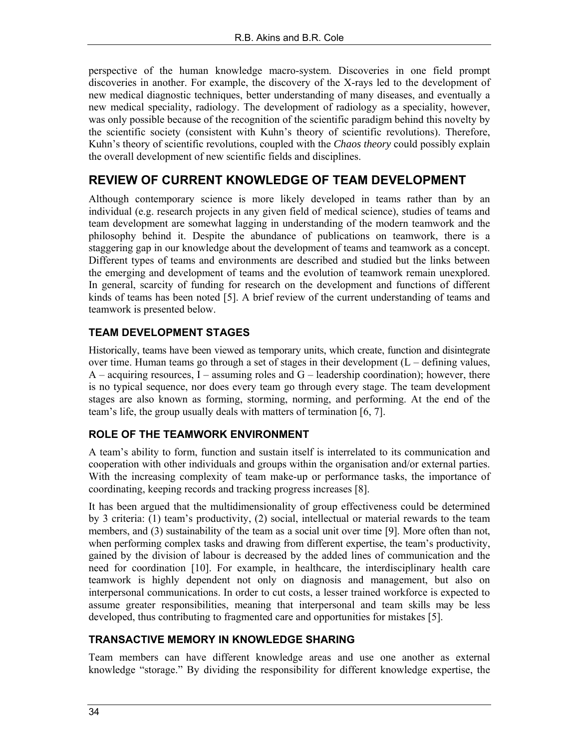perspective of the human knowledge macro-system. Discoveries in one field prompt discoveries in another. For example, the discovery of the X-rays led to the development of new medical diagnostic techniques, better understanding of many diseases, and eventually a new medical speciality, radiology. The development of radiology as a speciality, however, was only possible because of the recognition of the scientific paradigm behind this novelty by the scientific society (consistent with Kuhn's theory of scientific revolutions). Therefore, Kuhn's theory of scientific revolutions, coupled with the *Chaos theory* could possibly explain the overall development of new scientific fields and disciplines.

## REVIEW OF CURRENT KNOWLEDGE OF TEAM DEVELOPMENT

Although contemporary science is more likely developed in teams rather than by an individual (e.g. research projects in any given field of medical science), studies of teams and team development are somewhat lagging in understanding of the modern teamwork and the philosophy behind it. Despite the abundance of publications on teamwork, there is a staggering gap in our knowledge about the development of teams and teamwork as a concept. Different types of teams and environments are described and studied but the links between the emerging and development of teams and the evolution of teamwork remain unexplored. In general, scarcity of funding for research on the development and functions of different kinds of teams has been noted [5]. A brief review of the current understanding of teams and teamwork is presented below.

### TEAM DEVELOPMENT STAGES

Historically, teams have been viewed as temporary units, which create, function and disintegrate over time. Human teams go through a set of stages in their development (L – defining values, A – acquiring resources, I – assuming roles and G – leadership coordination); however, there is no typical sequence, nor does every team go through every stage. The team development stages are also known as forming, storming, norming, and performing. At the end of the team's life, the group usually deals with matters of termination [6, 7].

### ROLE OF THE TEAMWORK ENVIRONMENT

A team's ability to form, function and sustain itself is interrelated to its communication and cooperation with other individuals and groups within the organisation and/or external parties. With the increasing complexity of team make-up or performance tasks, the importance of coordinating, keeping records and tracking progress increases [8].

It has been argued that the multidimensionality of group effectiveness could be determined by 3 criteria: (1) team's productivity, (2) social, intellectual or material rewards to the team members, and (3) sustainability of the team as a social unit over time [9]. More often than not, when performing complex tasks and drawing from different expertise, the team's productivity, gained by the division of labour is decreased by the added lines of communication and the need for coordination [10]. For example, in healthcare, the interdisciplinary health care teamwork is highly dependent not only on diagnosis and management, but also on interpersonal communications. In order to cut costs, a lesser trained workforce is expected to assume greater responsibilities, meaning that interpersonal and team skills may be less developed, thus contributing to fragmented care and opportunities for mistakes [5].

### TRANSACTIVE MEMORY IN KNOWLEDGE SHARING

Team members can have different knowledge areas and use one another as external knowledge "storage." By dividing the responsibility for different knowledge expertise, the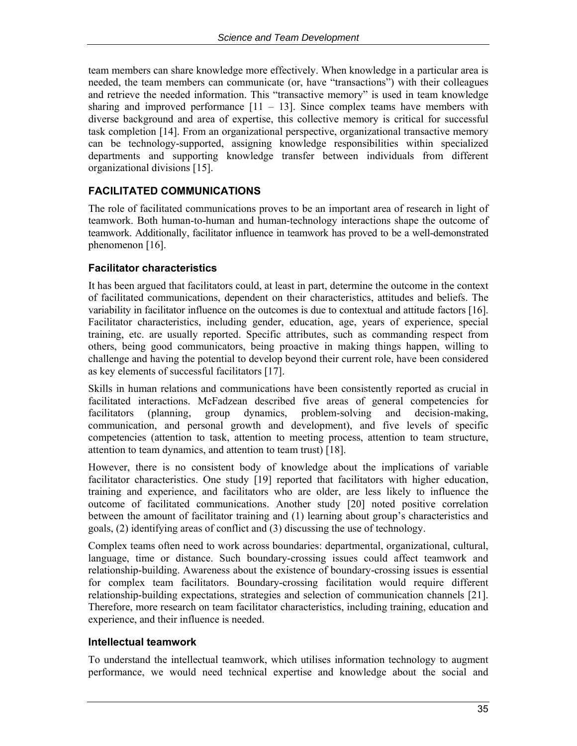team members can share knowledge more effectively. When knowledge in a particular area is needed, the team members can communicate (or, have "transactions") with their colleagues and retrieve the needed information. This "transactive memory" is used in team knowledge sharing and improved performance [11 – 13]. Since complex teams have members with diverse background and area of expertise, this collective memory is critical for successful task completion [14]. From an organizational perspective, organizational transactive memory can be technology-supported, assigning knowledge responsibilities within specialized departments and supporting knowledge transfer between individuals from different organizational divisions [15].

## FACILITATED COMMUNICATIONS

The role of facilitated communications proves to be an important area of research in light of teamwork. Both human-to-human and human-technology interactions shape the outcome of teamwork. Additionally, facilitator influence in teamwork has proved to be a well-demonstrated phenomenon [16].

### Facilitator characteristics

It has been argued that facilitators could, at least in part, determine the outcome in the context of facilitated communications, dependent on their characteristics, attitudes and beliefs. The variability in facilitator influence on the outcomes is due to contextual and attitude factors [16]. Facilitator characteristics, including gender, education, age, years of experience, special training, etc. are usually reported. Specific attributes, such as commanding respect from others, being good communicators, being proactive in making things happen, willing to challenge and having the potential to develop beyond their current role, have been considered as key elements of successful facilitators [17].

Skills in human relations and communications have been consistently reported as crucial in facilitated interactions. McFadzean described five areas of general competencies for facilitators (planning, group dynamics, problem-solving and decision-making, communication, and personal growth and development), and five levels of specific competencies (attention to task, attention to meeting process, attention to team structure, attention to team dynamics, and attention to team trust) [18].

However, there is no consistent body of knowledge about the implications of variable facilitator characteristics. One study [19] reported that facilitators with higher education, training and experience, and facilitators who are older, are less likely to influence the outcome of facilitated communications. Another study [20] noted positive correlation between the amount of facilitator training and (1) learning about group's characteristics and goals, (2) identifying areas of conflict and (3) discussing the use of technology.

Complex teams often need to work across boundaries: departmental, organizational, cultural, language, time or distance. Such boundary-crossing issues could affect teamwork and relationship-building. Awareness about the existence of boundary-crossing issues is essential for complex team facilitators. Boundary-crossing facilitation would require different relationship-building expectations, strategies and selection of communication channels [21]. Therefore, more research on team facilitator characteristics, including training, education and experience, and their influence is needed.

### Intellectual teamwork

To understand the intellectual teamwork, which utilises information technology to augment performance, we would need technical expertise and knowledge about the social and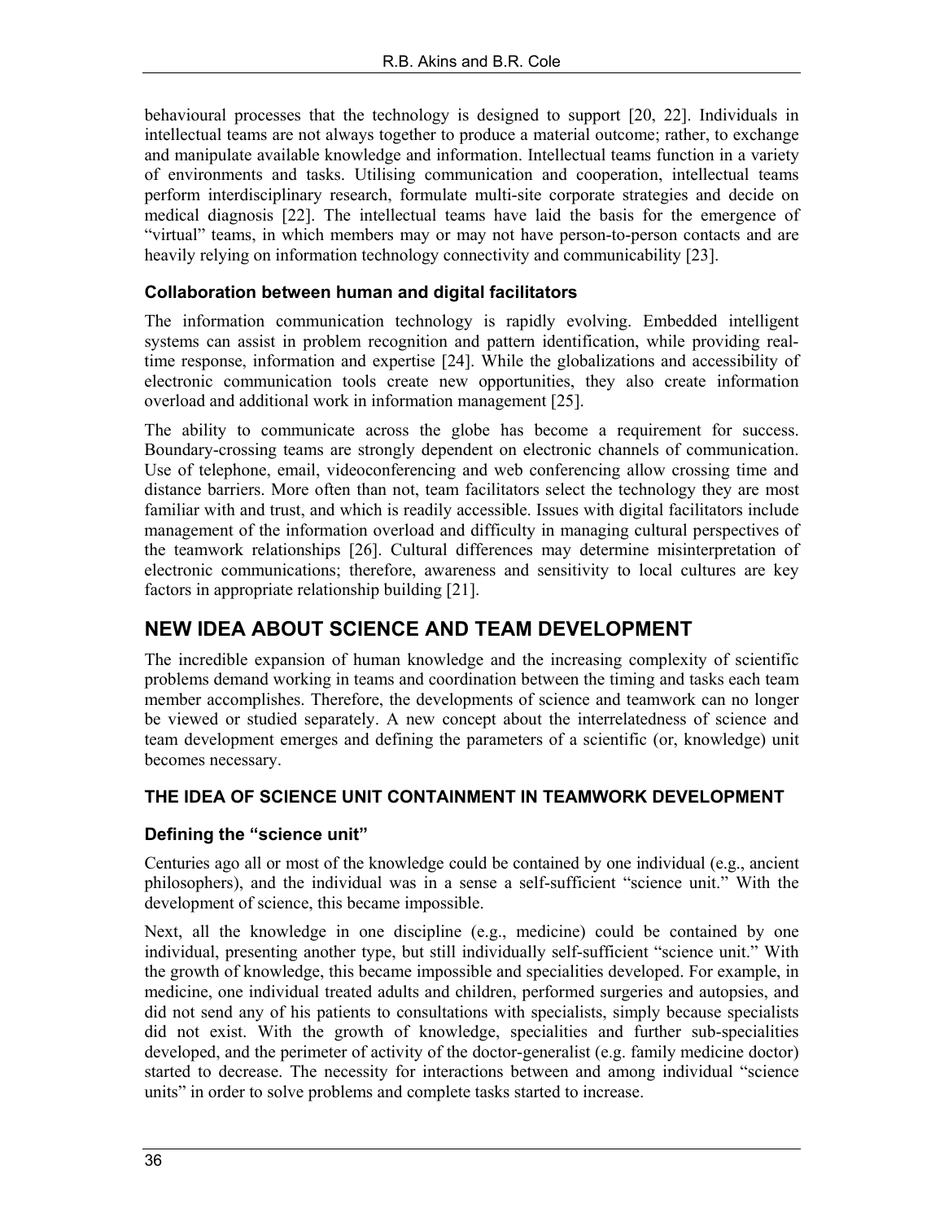behavioural processes that the technology is designed to support [20, 22]. Individuals in intellectual teams are not always together to produce a material outcome; rather, to exchange and manipulate available knowledge and information. Intellectual teams function in a variety of environments and tasks. Utilising communication and cooperation, intellectual teams perform interdisciplinary research, formulate multi-site corporate strategies and decide on medical diagnosis [22]. The intellectual teams have laid the basis for the emergence of "virtual" teams, in which members may or may not have person-to-person contacts and are heavily relying on information technology connectivity and communicability [23].

### Collaboration between human and digital facilitators

The information communication technology is rapidly evolving. Embedded intelligent systems can assist in problem recognition and pattern identification, while providing real-time response, information and expertise [24]. While the globalizations and accessibility of electronic communication tools create new opportunities, they also create information overload and additional work in information management [25].

The ability to communicate across the globe has become a requirement for success. Boundary-crossing teams are strongly dependent on electronic channels of communication. Use of telephone, email, videoconferencing and web conferencing allow crossing time and distance barriers. More often than not, team facilitators select the technology they are most familiar with and trust, and which is readily accessible. Issues with digital facilitators include management of the information overload and difficulty in managing cultural perspectives of the teamwork relationships [26]. Cultural differences may determine misinterpretation of electronic communications; therefore, awareness and sensitivity to local cultures are key factors in appropriate relationship building [21].

## NEW IDEA ABOUT SCIENCE AND TEAM DEVELOPMENT

The incredible expansion of human knowledge and the increasing complexity of scientific problems demand working in teams and coordination between the timing and tasks each team member accomplishes. Therefore, the developments of science and teamwork can no longer be viewed or studied separately. A new concept about the interrelatedness of science and team development emerges and defining the parameters of a scientific (or, knowledge) unit becomes necessary.

## THE IDEA OF SCIENCE UNIT CONTAINMENT IN TEAMWORK DEVELOPMENT

### Defining the "science unit"

Centuries ago all or most of the knowledge could be contained by one individual (e.g., ancient philosophers), and the individual was in a sense a self-sufficient "science unit." With the development of science, this became impossible.

Next, all the knowledge in one discipline (e.g., medicine) could be contained by one individual, presenting another type, but still individually self-sufficient "science unit." With the growth of knowledge, this became impossible and specialities developed. For example, in medicine, one individual treated adults and children, performed surgeries and autopsies, and did not send any of his patients to consultations with specialists, simply because specialists did not exist. With the growth of knowledge, specialities and further sub-specialities developed, and the perimeter of activity of the doctor-generalist (e.g. family medicine doctor) started to decrease. The necessity for interactions between and among individual "science units" in order to solve problems and complete tasks started to increase.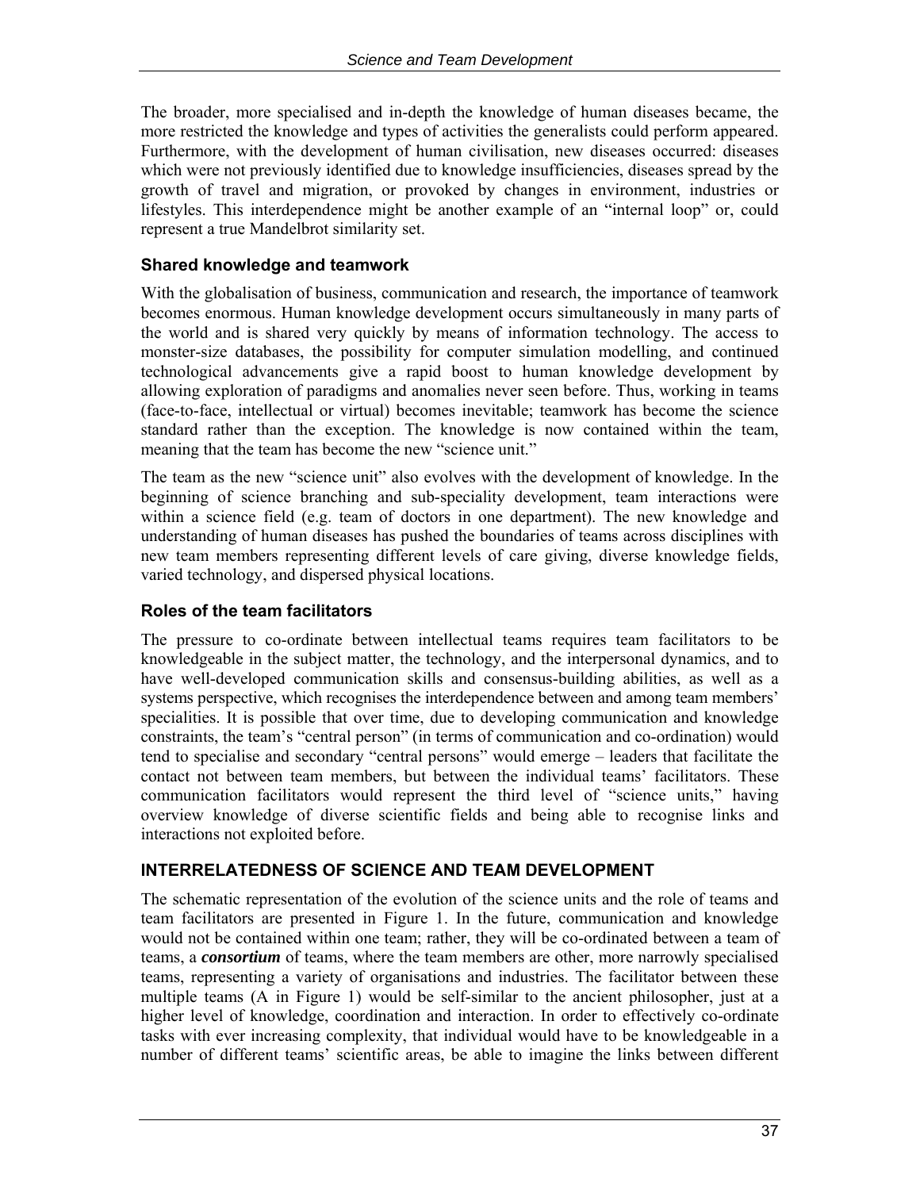The broader, more specialised and in-depth the knowledge of human diseases became, the more restricted the knowledge and types of activities the generalists could perform appeared. Furthermore, with the development of human civilisation, new diseases occurred: diseases which were not previously identified due to knowledge insufficiencies, diseases spread by the growth of travel and migration, or provoked by changes in environment, industries or lifestyles. This interdependence might be another example of an "internal loop" or, could represent a true Mandelbrot similarity set.

### Shared knowledge and teamwork

With the globalisation of business, communication and research, the importance of teamwork becomes enormous. Human knowledge development occurs simultaneously in many parts of the world and is shared very quickly by means of information technology. The access to monster-size databases, the possibility for computer simulation modelling, and continued technological advancements give a rapid boost to human knowledge development by allowing exploration of paradigms and anomalies never seen before. Thus, working in teams (face-to-face, intellectual or virtual) becomes inevitable; teamwork has become the science standard rather than the exception. The knowledge is now contained within the team, meaning that the team has become the new "science unit."

The team as the new "science unit" also evolves with the development of knowledge. In the beginning of science branching and sub-speciality development, team interactions were within a science field (e.g. team of doctors in one department). The new knowledge and understanding of human diseases has pushed the boundaries of teams across disciplines with new team members representing different levels of care giving, diverse knowledge fields, varied technology, and dispersed physical locations.

### Roles of the team facilitators

The pressure to co-ordinate between intellectual teams requires team facilitators to be knowledgeable in the subject matter, the technology, and the interpersonal dynamics, and to have well-developed communication skills and consensus-building abilities, as well as a systems perspective, which recognises the interdependence between and among team members' specialities. It is possible that over time, due to developing communication and knowledge constraints, the team's "central person" (in terms of communication and co-ordination) would tend to specialise and secondary "central persons" would emerge – leaders that facilitate the contact not between team members, but between the individual teams' facilitators. These communication facilitators would represent the third level of "science units," having overview knowledge of diverse scientific fields and being able to recognise links and interactions not exploited before.

## INTERRELATEDNESS OF SCIENCE AND TEAM DEVELOPMENT

The schematic representation of the evolution of the science units and the role of teams and team facilitators are presented in Figure 1. In the future, communication and knowledge would not be contained within one team; rather, they will be co-ordinated between a team of teams, a ***consortium*** of teams, where the team members are other, more narrowly specialised teams, representing a variety of organisations and industries. The facilitator between these multiple teams (A in Figure 1) would be self-similar to the ancient philosopher, just at a higher level of knowledge, coordination and interaction. In order to effectively co-ordinate tasks with ever increasing complexity, that individual would have to be knowledgeable in a number of different teams' scientific areas, be able to imagine the links between different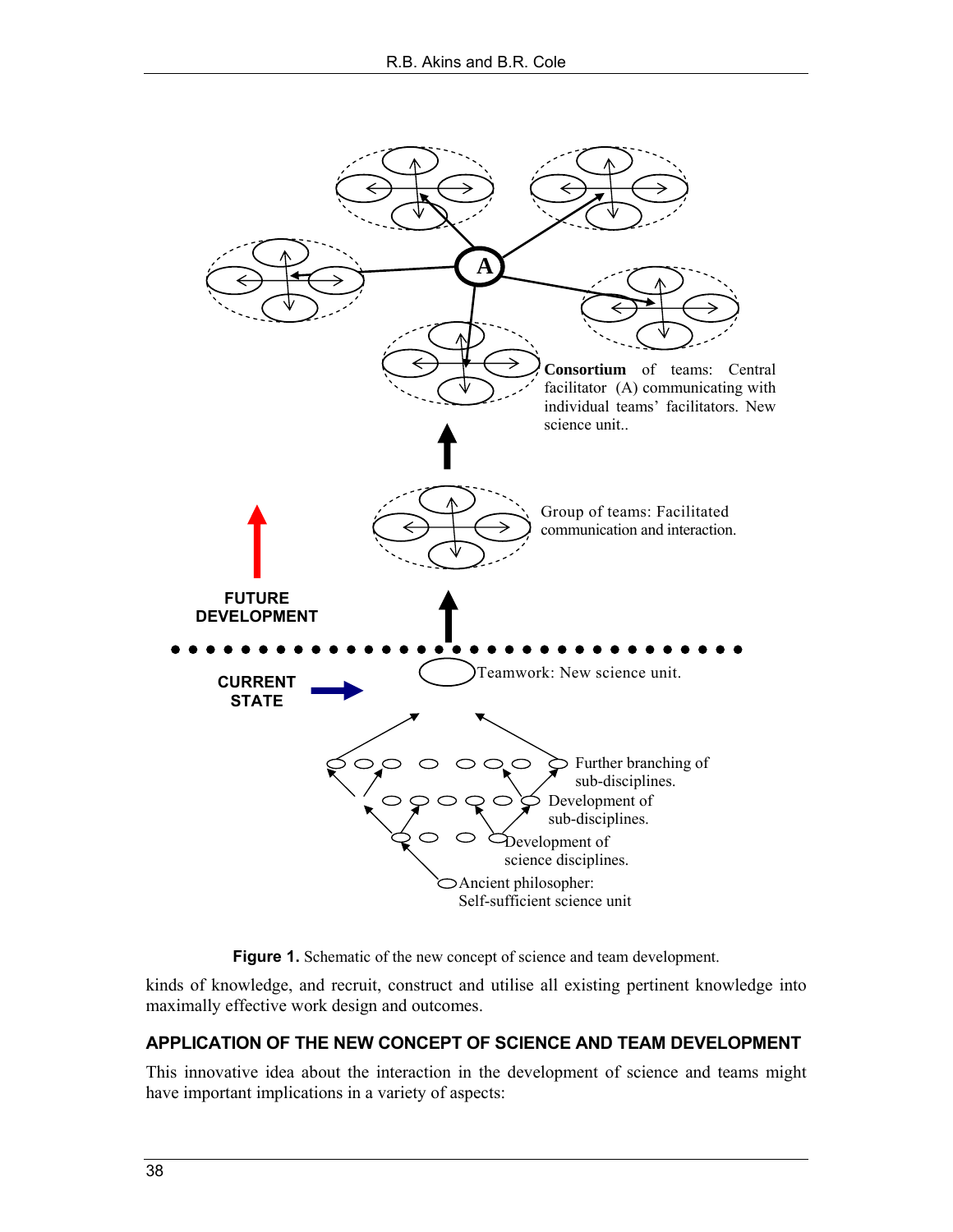**Figure 1.** Schematic of the new concept of science and team development.

kinds of knowledge, and recruit, construct and utilise all existing pertinent knowledge into maximally effective work design and outcomes.

## APPLICATION OF THE NEW CONCEPT OF SCIENCE AND TEAM DEVELOPMENT

This innovative idea about the interaction in the development of science and teams might have important implications in a variety of aspects: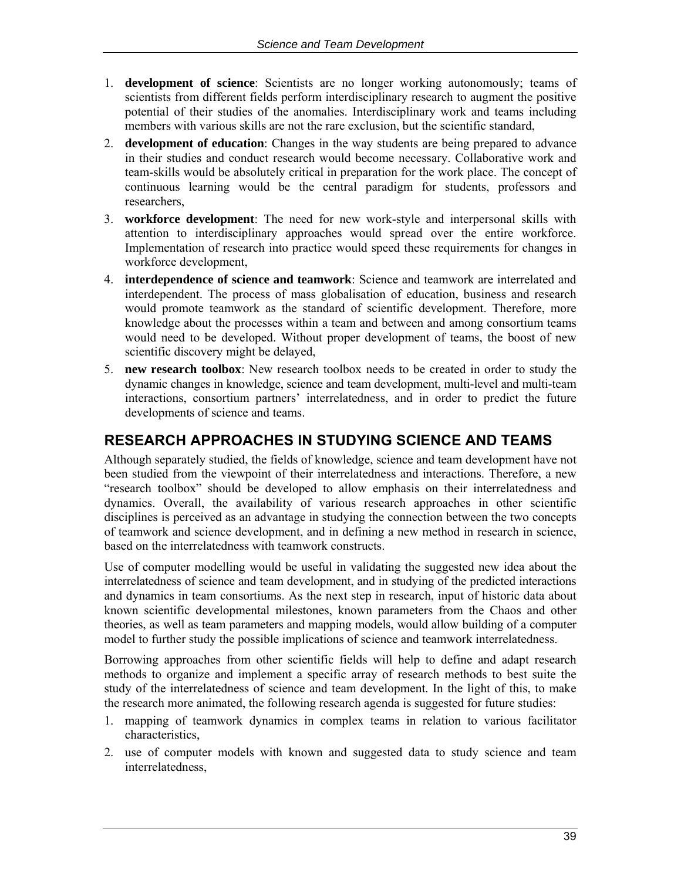1. **development of science**: Scientists are no longer working autonomously; teams of scientists from different fields perform interdisciplinary research to augment the positive potential of their studies of the anomalies. Interdisciplinary work and teams including members with various skills are not the rare exclusion, but the scientific standard,
2. **development of education**: Changes in the way students are being prepared to advance in their studies and conduct research would become necessary. Collaborative work and team-skills would be absolutely critical in preparation for the work place. The concept of continuous learning would be the central paradigm for students, professors and researchers,
3. **workforce development**: The need for new work-style and interpersonal skills with attention to interdisciplinary approaches would spread over the entire workforce. Implementation of research into practice would speed these requirements for changes in workforce development,
4. **interdependence of science and teamwork**: Science and teamwork are interrelated and interdependent. The process of mass globalisation of education, business and research would promote teamwork as the standard of scientific development. Therefore, more knowledge about the processes within a team and between and among consortium teams would need to be developed. Without proper development of teams, the boost of new scientific discovery might be delayed,
5. **new research toolbox**: New research toolbox needs to be created in order to study the dynamic changes in knowledge, science and team development, multi-level and multi-team interactions, consortium partners' interrelatedness, and in order to predict the future developments of science and teams.

## RESEARCH APPROACHES IN STUDYING SCIENCE AND TEAMS

Although separately studied, the fields of knowledge, science and team development have not been studied from the viewpoint of their interrelatedness and interactions. Therefore, a new "research toolbox" should be developed to allow emphasis on their interrelatedness and dynamics. Overall, the availability of various research approaches in other scientific disciplines is perceived as an advantage in studying the connection between the two concepts of teamwork and science development, and in defining a new method in research in science, based on the interrelatedness with teamwork constructs.

Use of computer modelling would be useful in validating the suggested new idea about the interrelatedness of science and team development, and in studying of the predicted interactions and dynamics in team consortiums. As the next step in research, input of historic data about known scientific developmental milestones, known parameters from the Chaos and other theories, as well as team parameters and mapping models, would allow building of a computer model to further study the possible implications of science and teamwork interrelatedness.

Borrowing approaches from other scientific fields will help to define and adapt research methods to organize and implement a specific array of research methods to best suite the study of the interrelatedness of science and team development. In the light of this, to make the research more animated, the following research agenda is suggested for future studies:

1. mapping of teamwork dynamics in complex teams in relation to various facilitator characteristics,
2. use of computer models with known and suggested data to study science and team interrelatedness,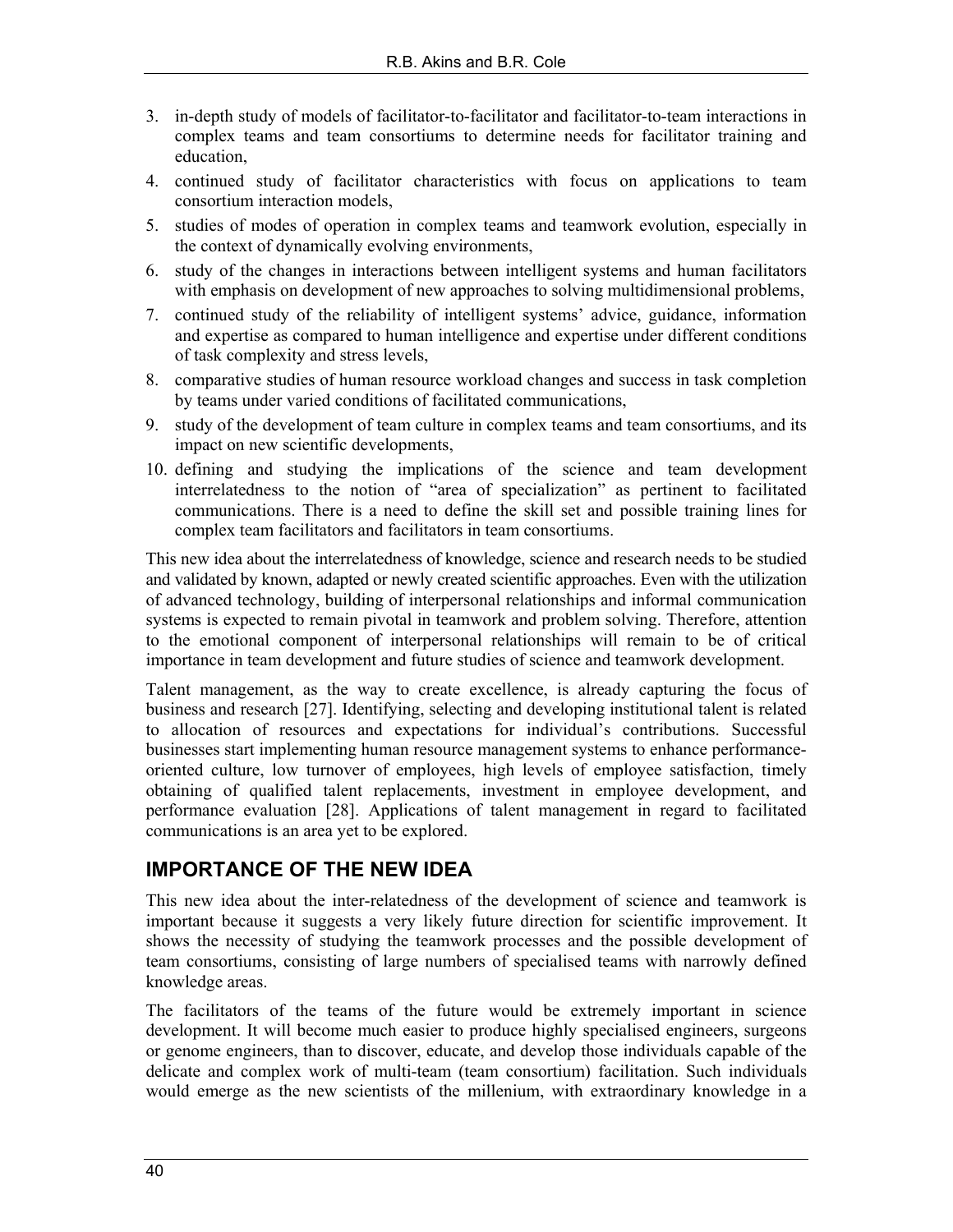3. in-depth study of models of facilitator-to-facilitator and facilitator-to-team interactions in complex teams and team consortiums to determine needs for facilitator training and education,
4. continued study of facilitator characteristics with focus on applications to team consortium interaction models,
5. studies of modes of operation in complex teams and teamwork evolution, especially in the context of dynamically evolving environments,
6. study of the changes in interactions between intelligent systems and human facilitators with emphasis on development of new approaches to solving multidimensional problems,
7. continued study of the reliability of intelligent systems' advice, guidance, information and expertise as compared to human intelligence and expertise under different conditions of task complexity and stress levels,
8. comparative studies of human resource workload changes and success in task completion by teams under varied conditions of facilitated communications,
9. study of the development of team culture in complex teams and team consortiums, and its impact on new scientific developments,
10. defining and studying the implications of the science and team development interrelatedness to the notion of "area of specialization" as pertinent to facilitated communications. There is a need to define the skill set and possible training lines for complex team facilitators and facilitators in team consortiums.

This new idea about the interrelatedness of knowledge, science and research needs to be studied and validated by known, adapted or newly created scientific approaches. Even with the utilization of advanced technology, building of interpersonal relationships and informal communication systems is expected to remain pivotal in teamwork and problem solving. Therefore, attention to the emotional component of interpersonal relationships will remain to be of critical importance in team development and future studies of science and teamwork development.

Talent management, as the way to create excellence, is already capturing the focus of business and research [27]. Identifying, selecting and developing institutional talent is related to allocation of resources and expectations for individual's contributions. Successful businesses start implementing human resource management systems to enhance performance-oriented culture, low turnover of employees, high levels of employee satisfaction, timely obtaining of qualified talent replacements, investment in employee development, and performance evaluation [28]. Applications of talent management in regard to facilitated communications is an area yet to be explored.

## IMPORTANCE OF THE NEW IDEA

This new idea about the inter-relatedness of the development of science and teamwork is important because it suggests a very likely future direction for scientific improvement. It shows the necessity of studying the teamwork processes and the possible development of team consortiums, consisting of large numbers of specialised teams with narrowly defined knowledge areas.

The facilitators of the teams of the future would be extremely important in science development. It will become much easier to produce highly specialised engineers, surgeons or genome engineers, than to discover, educate, and develop those individuals capable of the delicate and complex work of multi-team (team consortium) facilitation. Such individuals would emerge as the new scientists of the millenium, with extraordinary knowledge in a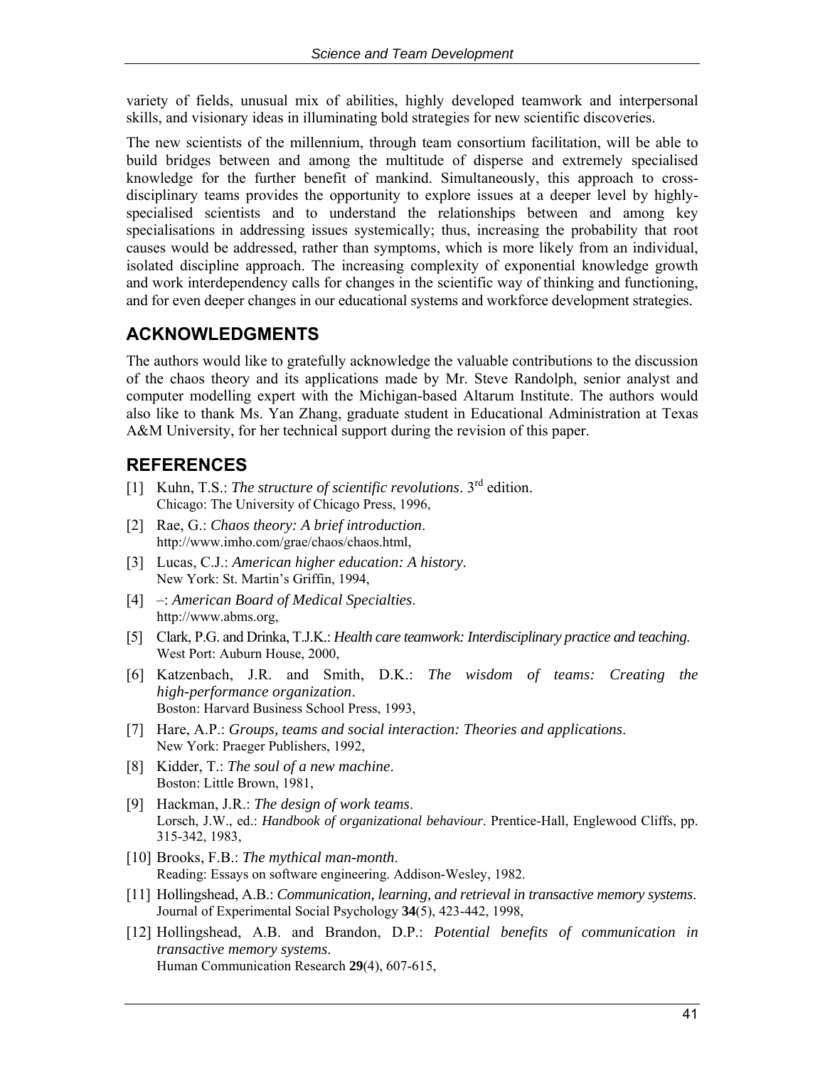variety of fields, unusual mix of abilities, highly developed teamwork and interpersonal skills, and visionary ideas in illuminating bold strategies for new scientific discoveries.

The new scientists of the millennium, through team consortium facilitation, will be able to build bridges between and among the multitude of disperse and extremely specialised knowledge for the further benefit of mankind. Simultaneously, this approach to cross-disciplinary teams provides the opportunity to explore issues at a deeper level by highly-specialised scientists and to understand the relationships between and among key specialisations in addressing issues systemically; thus, increasing the probability that root causes would be addressed, rather than symptoms, which is more likely from an individual, isolated discipline approach. The increasing complexity of exponential knowledge growth and work interdependency calls for changes in the scientific way of thinking and functioning, and for even deeper changes in our educational systems and workforce development strategies.

## ACKNOWLEDGMENTS

The authors would like to gratefully acknowledge the valuable contributions to the discussion of the chaos theory and its applications made by Mr. Steve Randolph, senior analyst and computer modelling expert with the Michigan-based Altarum Institute. The authors would also like to thank Ms. Yan Zhang, graduate student in Educational Administration at Texas A&M University, for her technical support during the revision of this paper.

## REFERENCES

[1] Kuhn, T.S.: *The structure of scientific revolutions*. 3rd edition.
Chicago: The University of Chicago Press, 1996,

[2] Rae, G.: *Chaos theory: A brief introduction*.
http://www.imho.com/grae/chaos/chaos.html,

[3] Lucas, C.J.: *American higher education: A history*.
New York: St. Martin's Griffin, 1994,

[4] –: *American Board of Medical Specialties*.
http://www.abms.org,

[5] Clark, P.G. and Drinka, T.J.K.: *Health care teamwork: Interdisciplinary practice and teaching*.
West Port: Auburn House, 2000,

[6] Katzenbach, J.R. and Smith, D.K.: *The wisdom of teams: Creating the high-performance organization*.
Boston: Harvard Business School Press, 1993,

[7] Hare, A.P.: *Groups, teams and social interaction: Theories and applications*.
New York: Praeger Publishers, 1992,

[8] Kidder, T.: *The soul of a new machine*.
Boston: Little Brown, 1981,

[9] Hackman, J.R.: *The design of work teams*.
Lorsch, J.W., ed.: *Handbook of organizational behaviour*. Prentice-Hall, Englewood Cliffs, pp. 315-342, 1983,

[10] Brooks, F.B.: *The mythical man-month*.
Reading: Essays on software engineering. Addison-Wesley, 1982.

[11] Hollingshead, A.B.: *Communication, learning, and retrieval in transactive memory systems*.
Journal of Experimental Social Psychology **34**(5), 423-442, 1998,

[12] Hollingshead, A.B. and Brandon, D.P.: *Potential benefits of communication in transactive memory systems*.
Human Communication Research **29**(4), 607-615,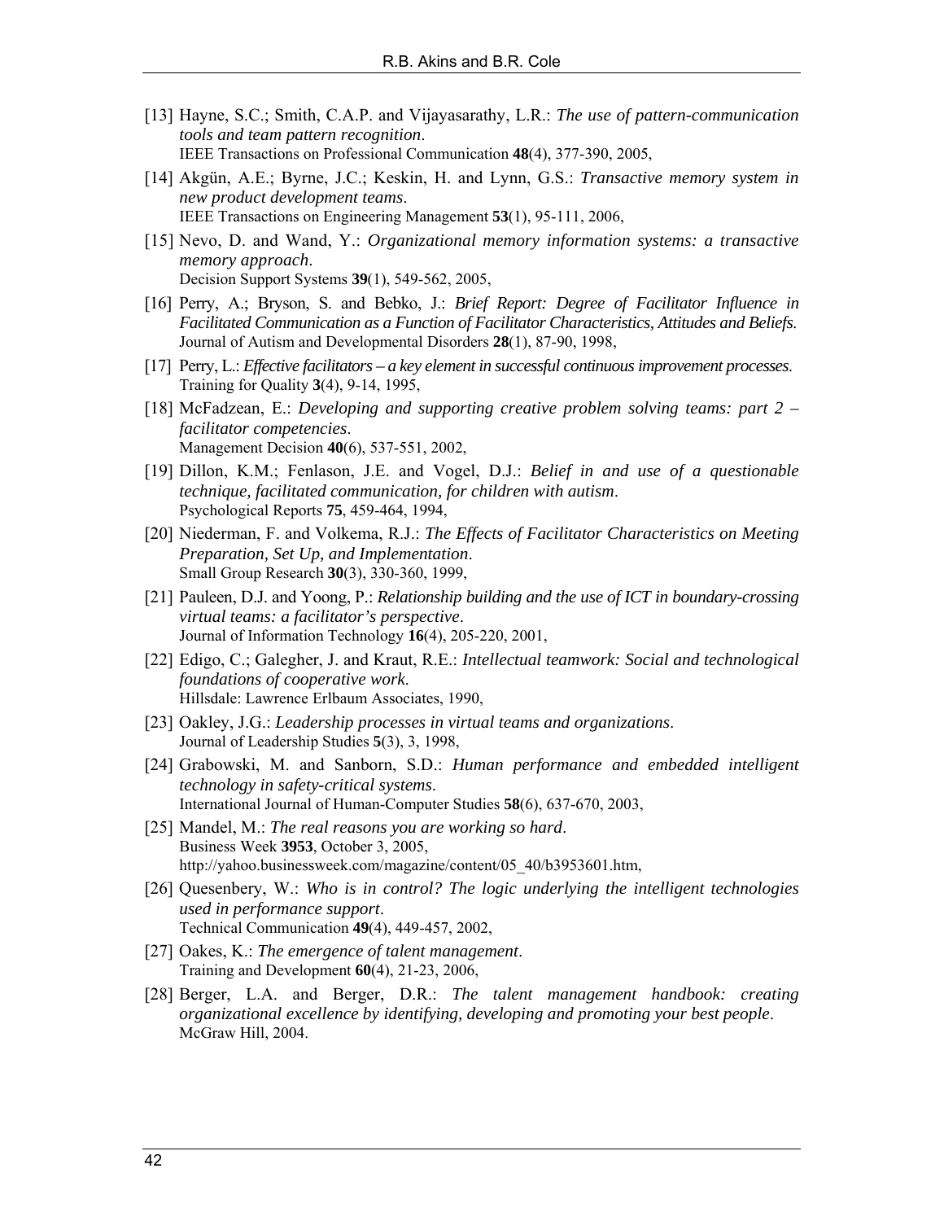[13] Hayne, S.C.; Smith, C.A.P. and Vijayasarathy, L.R.: *The use of pattern-communication tools and team pattern recognition*.
IEEE Transactions on Professional Communication **48**(4), 377-390, 2005,

[14] Akgün, A.E.; Byrne, J.C.; Keskin, H. and Lynn, G.S.: *Transactive memory system in new product development teams*.
IEEE Transactions on Engineering Management **53**(1), 95-111, 2006,

[15] Nevo, D. and Wand, Y.: *Organizational memory information systems: a transactive memory approach*.
Decision Support Systems **39**(1), 549-562, 2005,

[16] Perry, A.; Bryson, S. and Bebko, J.: *Brief Report: Degree of Facilitator Influence in Facilitated Communication as a Function of Facilitator Characteristics, Attitudes and Beliefs*.
Journal of Autism and Developmental Disorders **28**(1), 87-90, 1998,

[17] Perry, L.: *Effective facilitators – a key element in successful continuous improvement processes*.
Training for Quality **3**(4), 9-14, 1995,

[18] McFadzean, E.: *Developing and supporting creative problem solving teams: part 2 – facilitator competencies*.
Management Decision **40**(6), 537-551, 2002,

[19] Dillon, K.M.; Fenlason, J.E. and Vogel, D.J.: *Belief in and use of a questionable technique, facilitated communication, for children with autism*.
Psychological Reports **75**, 459-464, 1994,

[20] Niederman, F. and Volkema, R.J.: *The Effects of Facilitator Characteristics on Meeting Preparation, Set Up, and Implementation*.
Small Group Research **30**(3), 330-360, 1999,

[21] Pauleen, D.J. and Yoong, P.: *Relationship building and the use of ICT in boundary-crossing virtual teams: a facilitator's perspective*.
Journal of Information Technology **16**(4), 205-220, 2001,

[22] Edigo, C.; Galegher, J. and Kraut, R.E.: *Intellectual teamwork: Social and technological foundations of cooperative work*.
Hillsdale: Lawrence Erlbaum Associates, 1990,

[23] Oakley, J.G.: *Leadership processes in virtual teams and organizations*.
Journal of Leadership Studies **5**(3), 3, 1998,

[24] Grabowski, M. and Sanborn, S.D.: *Human performance and embedded intelligent technology in safety-critical systems*.
International Journal of Human-Computer Studies **58**(6), 637-670, 2003,

[25] Mandel, M.: *The real reasons you are working so hard*.
Business Week **3953**, October 3, 2005,
http://yahoo.businessweek.com/magazine/content/05_40/b3953601.htm,

[26] Quesenbery, W.: *Who is in control? The logic underlying the intelligent technologies used in performance support*.
Technical Communication **49**(4), 449-457, 2002,

[27] Oakes, K.: *The emergence of talent management*.
Training and Development **60**(4), 21-23, 2006,

[28] Berger, L.A. and Berger, D.R.: *The talent management handbook: creating organizational excellence by identifying, developing and promoting your best people*.
McGraw Hill, 2004.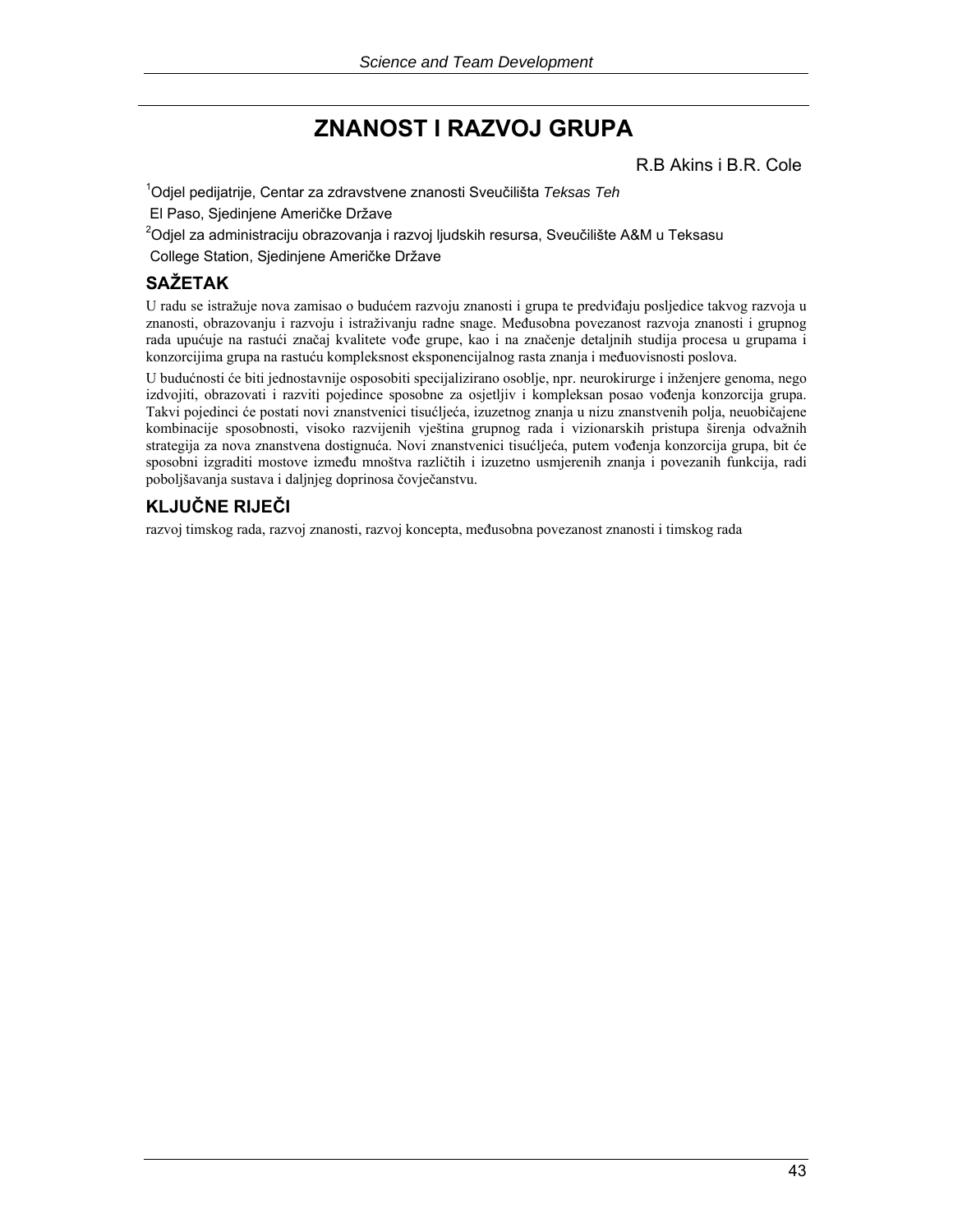# ZNANOST I RAZVOJ GRUPA

R.B Akins i B.R. Cole

[1]Odjel pedijatrije, Centar za zdravstvene znanosti Sveučilišta *Teksas Teh*
El Paso, Sjedinjene Američke Države

[2]Odjel za administraciju obrazovanja i razvoj ljudskih resursa, Sveučilište A&M u Teksasu
College Station, Sjedinjene Američke Države

## SAŽETAK

U radu se istražuje nova zamisao o budućem razvoju znanosti i grupa te predviđaju posljedice takvog razvoja u znanosti, obrazovanju i razvoju i istraživanju radne snage. Međusobna povezanost razvoja znanosti i grupnog rada upućuje na rastući značaj kvalitete vođe grupe, kao i na značenje detaljnih studija procesa u grupama i konzorcijima grupa na rastuću kompleksnost eksponencijalnog rasta znanja i međuovisnosti poslova.

U budućnosti će biti jednostavnije osposobiti specijalizirano osoblje, npr. neurokirurge i inženjere genoma, nego izdvojiti, obrazovati i razviti pojedince sposobne za osjetljiv i kompleksan posao vođenja konzorcija grupa. Takvi pojedinci će postati novi znanstvenici tisućljeća, izuzetnog znanja u nizu znanstvenih polja, neobičajene kombinacije sposobnosti, visoko razvijenih vještina grupnog rada i vizionarskih pristupa širenja odvažnih strategija za nova znanstvena dostignuća. Novi znanstvenici tisućljeća, putem vođenja konzorcija grupa, bit će sposobni izgraditi mostove između mnoštva različtih i izuzetno usmjerenih znanja i povezanih funkcija, radi poboljšavanja sustava i daljnjeg doprinosa čovječanstvu.

## KLJUČNE RIJEČI

razvoj timskog rada, razvoj znanosti, razvoj koncepta, međusobna povezanost znanosti i timskog rada